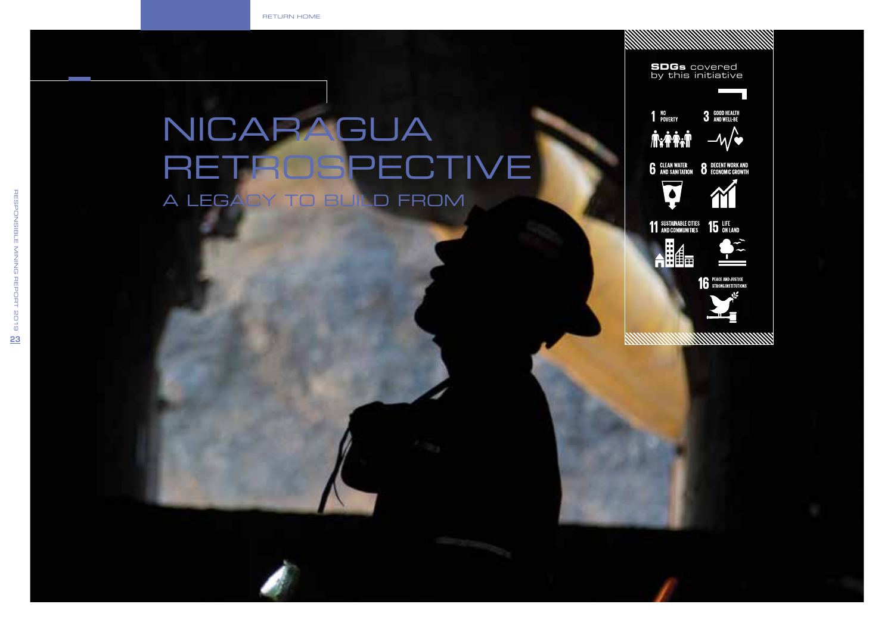# NICARAGUA RETROSPECTIVE

## A LEGACY TO BUILD FROM

**SDGs** covered by this initiative

1 NO POVERTY

3 GOOD HEALTH AND WELL-BE

6 CLEAN WATER AND SANITATION

8 DECENT WORK AND ECONOMIC GROWTH

11 SUSTAINABLE CITIES AND COMMUNITIES

15 LIFE ON LAND

16 PEACE AND JUSTICE STRONG INSTITUTIONS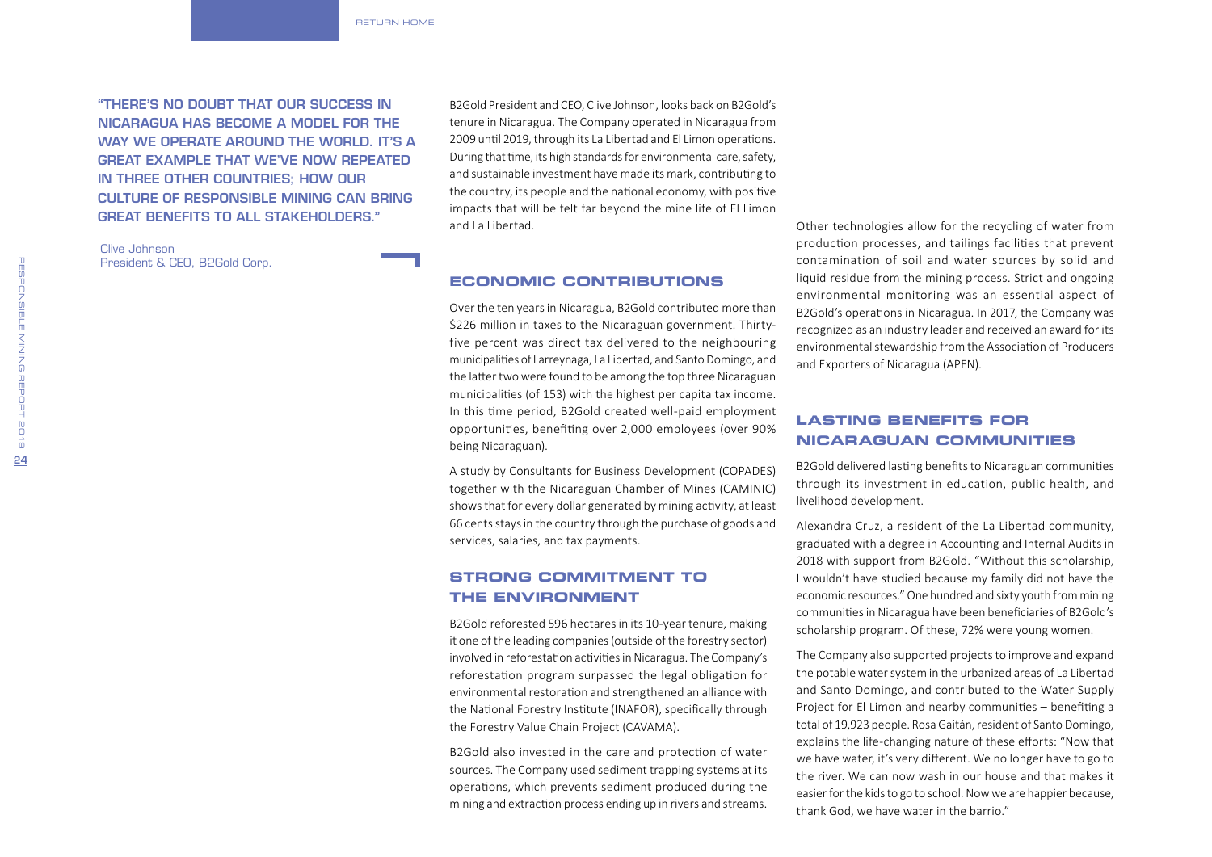"THERE'S NO DOUBT THAT OUR SUCCESS IN NICARAGUA HAS BECOME A MODEL FOR THE WAY WE OPERATE AROUND THE WORLD. IT'S A GREAT EXAMPLE THAT WE'VE NOW REPEATED IN THREE OTHER COUNTRIES; HOW OUR CULTURE OF RESPONSIBLE MINING CAN BRING GREAT BENEFITS TO ALL STAKEHOLDERS."

Clive Johnson
President & CEO, B2Gold Corp.

B2Gold President and CEO, Clive Johnson, looks back on B2Gold's tenure in Nicaragua. The Company operated in Nicaragua from 2009 until 2019, through its La Libertad and El Limon operations. During that time, its high standards for environmental care, safety, and sustainable investment have made its mark, contributing to the country, its people and the national economy, with positive impacts that will be felt far beyond the mine life of El Limon and La Libertad.

## ECONOMIC CONTRIBUTIONS

Over the ten years in Nicaragua, B2Gold contributed more than \$226 million in taxes to the Nicaraguan government. Thirty-five percent was direct tax delivered to the neighbouring municipalities of Larreynaga, La Libertad, and Santo Domingo, and the latter two were found to be among the top three Nicaraguan municipalities (of 153) with the highest per capita tax income. In this time period, B2Gold created well-paid employment opportunities, benefiting over 2,000 employees (over 90% being Nicaraguan).

A study by Consultants for Business Development (COPADES) together with the Nicaraguan Chamber of Mines (CAMINIC) shows that for every dollar generated by mining activity, at least 66 cents stays in the country through the purchase of goods and services, salaries, and tax payments.

## STRONG COMMITMENT TO THE ENVIRONMENT

B2Gold reforested 596 hectares in its 10-year tenure, making it one of the leading companies (outside of the forestry sector) involved in reforestation activities in Nicaragua. The Company's reforestation program surpassed the legal obligation for environmental restoration and strengthened an alliance with the National Forestry Institute (INAFOR), specifically through the Forestry Value Chain Project (CAVAMA).

B2Gold also invested in the care and protection of water sources. The Company used sediment trapping systems at its operations, which prevents sediment produced during the mining and extraction process ending up in rivers and streams. Other technologies allow for the recycling of water from production processes, and tailings facilities that prevent contamination of soil and water sources by solid and liquid residue from the mining process. Strict and ongoing environmental monitoring was an essential aspect of B2Gold's operations in Nicaragua. In 2017, the Company was recognized as an industry leader and received an award for its environmental stewardship from the Association of Producers and Exporters of Nicaragua (APEN).

## LASTING BENEFITS FOR NICARAGUAN COMMUNITIES

B2Gold delivered lasting benefits to Nicaraguan communities through its investment in education, public health, and livelihood development.

Alexandra Cruz, a resident of the La Libertad community, graduated with a degree in Accounting and Internal Audits in 2018 with support from B2Gold. "Without this scholarship, I wouldn't have studied because my family did not have the economic resources." One hundred and sixty youth from mining communities in Nicaragua have been beneficiaries of B2Gold's scholarship program. Of these, 72% were young women.

The Company also supported projects to improve and expand the potable water system in the urbanized areas of La Libertad and Santo Domingo, and contributed to the Water Supply Project for El Limon and nearby communities – benefiting a total of 19,923 people. Rosa Gaitán, resident of Santo Domingo, explains the life-changing nature of these efforts: "Now that we have water, it's very different. We no longer have to go to the river. We can now wash in our house and that makes it easier for the kids to go to school. Now we are happier because, thank God, we have water in the barrio."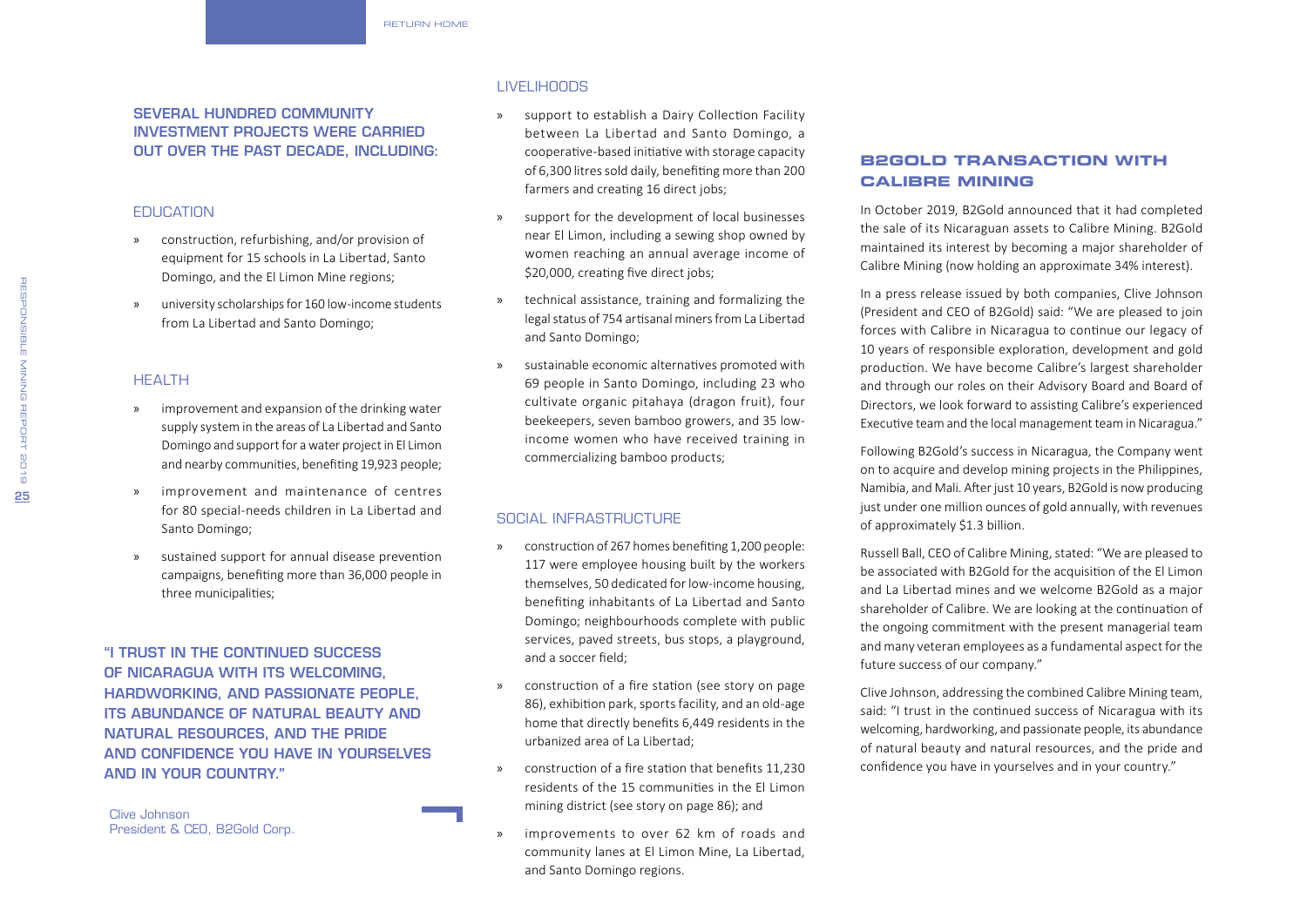## SEVERAL HUNDRED COMMUNITY INVESTMENT PROJECTS WERE CARRIED OUT OVER THE PAST DECADE, INCLUDING:

### EDUCATION

- construction, refurbishing, and/or provision of equipment for 15 schools in La Libertad, Santo Domingo, and the El Limon Mine regions;
- university scholarships for 160 low-income students from La Libertad and Santo Domingo;

### HEALTH

- improvement and expansion of the drinking water supply system in the areas of La Libertad and Santo Domingo and support for a water project in El Limon and nearby communities, benefiting 19,923 people;
- improvement and maintenance of centres for 80 special-needs children in La Libertad and Santo Domingo;
- sustained support for annual disease prevention campaigns, benefiting more than 36,000 people in three municipalities;

**"I TRUST IN THE CONTINUED SUCCESS OF NICARAGUA WITH ITS WELCOMING, HARDWORKING, AND PASSIONATE PEOPLE, ITS ABUNDANCE OF NATURAL BEAUTY AND NATURAL RESOURCES, AND THE PRIDE AND CONFIDENCE YOU HAVE IN YOURSELVES AND IN YOUR COUNTRY."**

Clive Johnson
President & CEO, B2Gold Corp.

### LIVELIHOODS

- support to establish a Dairy Collection Facility between La Libertad and Santo Domingo, a cooperative-based initiative with storage capacity of 6,300 litres sold daily, benefiting more than 200 farmers and creating 16 direct jobs;
- support for the development of local businesses near El Limon, including a sewing shop owned by women reaching an annual average income of $20,000, creating five direct jobs;
- technical assistance, training and formalizing the legal status of 754 artisanal miners from La Libertad and Santo Domingo;
- sustainable economic alternatives promoted with 69 people in Santo Domingo, including 23 who cultivate organic pitahaya (dragon fruit), four beekeepers, seven bamboo growers, and 35 low-income women who have received training in commercializing bamboo products;

### SOCIAL INFRASTRUCTURE

- construction of 267 homes benefiting 1,200 people: 117 were employee housing built by the workers themselves, 50 dedicated for low-income housing, benefiting inhabitants of La Libertad and Santo Domingo; neighbourhoods complete with public services, paved streets, bus stops, a playground, and a soccer field;
- construction of a fire station (see story on page 86), exhibition park, sports facility, and an old-age home that directly benefits 6,449 residents in the urbanized area of La Libertad;
- construction of a fire station that benefits 11,230 residents of the 15 communities in the El Limon mining district (see story on page 86); and
- improvements to over 62 km of roads and community lanes at El Limon Mine, La Libertad, and Santo Domingo regions.

## B2GOLD TRANSACTION WITH CALIBRE MINING

In October 2019, B2Gold announced that it had completed the sale of its Nicaraguan assets to Calibre Mining. B2Gold maintained its interest by becoming a major shareholder of Calibre Mining (now holding an approximate 34% interest).

In a press release issued by both companies, Clive Johnson (President and CEO of B2Gold) said: "We are pleased to join forces with Calibre in Nicaragua to continue our legacy of 10 years of responsible exploration, development and gold production. We have become Calibre's largest shareholder and through our roles on their Advisory Board and Board of Directors, we look forward to assisting Calibre's experienced Executive team and the local management team in Nicaragua."

Following B2Gold's success in Nicaragua, the Company went on to acquire and develop mining projects in the Philippines, Namibia, and Mali. After just 10 years, B2Gold is now producing just under one million ounces of gold annually, with revenues of approximately $1.3 billion.

Russell Ball, CEO of Calibre Mining, stated: "We are pleased to be associated with B2Gold for the acquisition of the El Limon and La Libertad mines and we welcome B2Gold as a major shareholder of Calibre. We are looking at the continuation of the ongoing commitment with the present managerial team and many veteran employees as a fundamental aspect for the future success of our company."

Clive Johnson, addressing the combined Calibre Mining team, said: "I trust in the continued success of Nicaragua with its welcoming, hardworking, and passionate people, its abundance of natural beauty and natural resources, and the pride and confidence you have in yourselves and in your country."